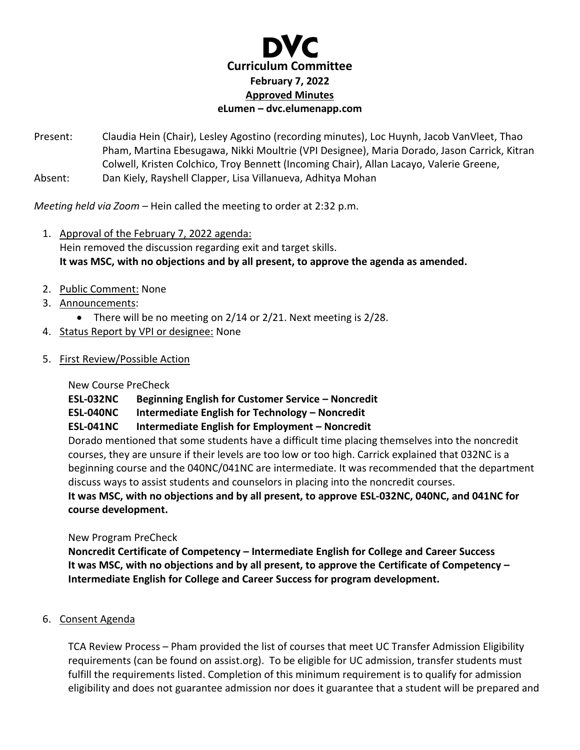# DVC

## Curriculum Committee

**February 7, 2022**

**Approved Minutes**

**eLumen – dvc.elumenapp.com**

Present: Claudia Hein (Chair), Lesley Agostino (recording minutes), Loc Huynh, Jacob VanVleet, Thao Pham, Martina Ebesugawa, Nikki Moultrie (VPI Designee), Maria Dorado, Jason Carrick, Kitran Colwell, Kristen Colchico, Troy Bennett (Incoming Chair), Allan Lacayo, Valerie Greene,

Absent: Dan Kiely, Rayshell Clapper, Lisa Villanueva, Adhitya Mohan

*Meeting held via Zoom* – Hein called the meeting to order at 2:32 p.m.

1. Approval of the February 7, 2022 agenda:
   Hein removed the discussion regarding exit and target skills.
   **It was MSC, with no objections and by all present, to approve the agenda as amended.**

2. Public Comment: None

3. Announcements:
   - There will be no meeting on 2/14 or 2/21. Next meeting is 2/28.

4. Status Report by VPI or designee: None

5. First Review/Possible Action

   New Course PreCheck

   **ESL-032NC Beginning English for Customer Service – Noncredit**
   **ESL-040NC Intermediate English for Technology – Noncredit**
   **ESL-041NC Intermediate English for Employment – Noncredit**

   Dorado mentioned that some students have a difficult time placing themselves into the noncredit courses, they are unsure if their levels are too low or too high. Carrick explained that 032NC is a beginning course and the 040NC/041NC are intermediate. It was recommended that the department discuss ways to assist students and counselors in placing into the noncredit courses.

   **It was MSC, with no objections and by all present, to approve ESL-032NC, 040NC, and 041NC for course development.**

   New Program PreCheck

   **Noncredit Certificate of Competency – Intermediate English for College and Career Success**
   **It was MSC, with no objections and by all present, to approve the Certificate of Competency – Intermediate English for College and Career Success for program development.**

6. Consent Agenda

   TCA Review Process – Pham provided the list of courses that meet UC Transfer Admission Eligibility requirements (can be found on assist.org). To be eligible for UC admission, transfer students must fulfill the requirements listed. Completion of this minimum requirement is to qualify for admission eligibility and does not guarantee admission nor does it guarantee that a student will be prepared and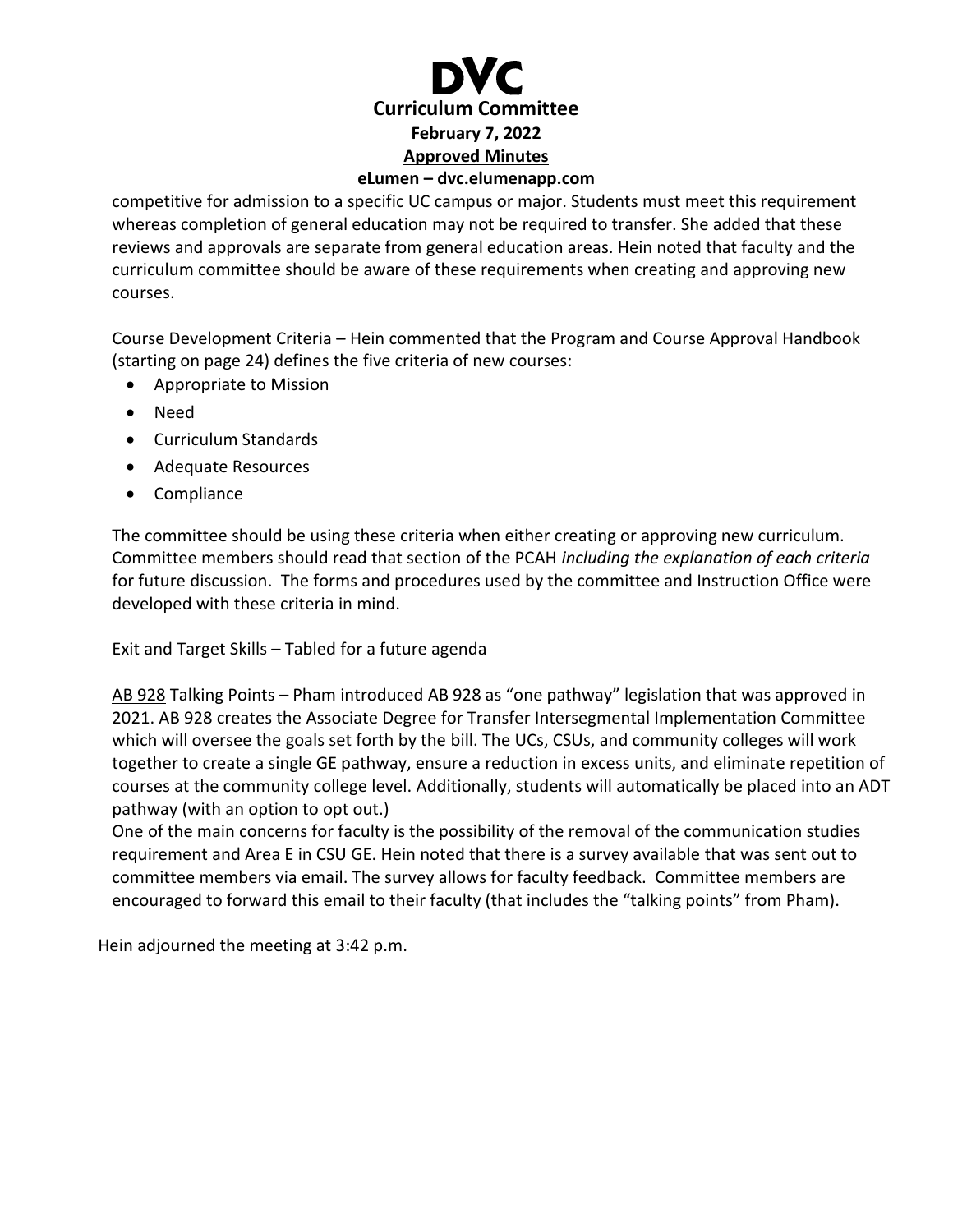competitive for admission to a specific UC campus or major. Students must meet this requirement whereas completion of general education may not be required to transfer. She added that these reviews and approvals are separate from general education areas. Hein noted that faculty and the curriculum committee should be aware of these requirements when creating and approving new courses.

Course Development Criteria – Hein commented that the Program and Course Approval Handbook (starting on page 24) defines the five criteria of new courses:

- Appropriate to Mission
- Need
- Curriculum Standards
- Adequate Resources
- Compliance

The committee should be using these criteria when either creating or approving new curriculum. Committee members should read that section of the PCAH *including the explanation of each criteria* for future discussion. The forms and procedures used by the committee and Instruction Office were developed with these criteria in mind.

Exit and Target Skills – Tabled for a future agenda

AB 928 Talking Points – Pham introduced AB 928 as "one pathway" legislation that was approved in 2021. AB 928 creates the Associate Degree for Transfer Intersegmental Implementation Committee which will oversee the goals set forth by the bill. The UCs, CSUs, and community colleges will work together to create a single GE pathway, ensure a reduction in excess units, and eliminate repetition of courses at the community college level. Additionally, students will automatically be placed into an ADT pathway (with an option to opt out.)
One of the main concerns for faculty is the possibility of the removal of the communication studies requirement and Area E in CSU GE. Hein noted that there is a survey available that was sent out to committee members via email. The survey allows for faculty feedback. Committee members are encouraged to forward this email to their faculty (that includes the "talking points" from Pham).

Hein adjourned the meeting at 3:42 p.m.